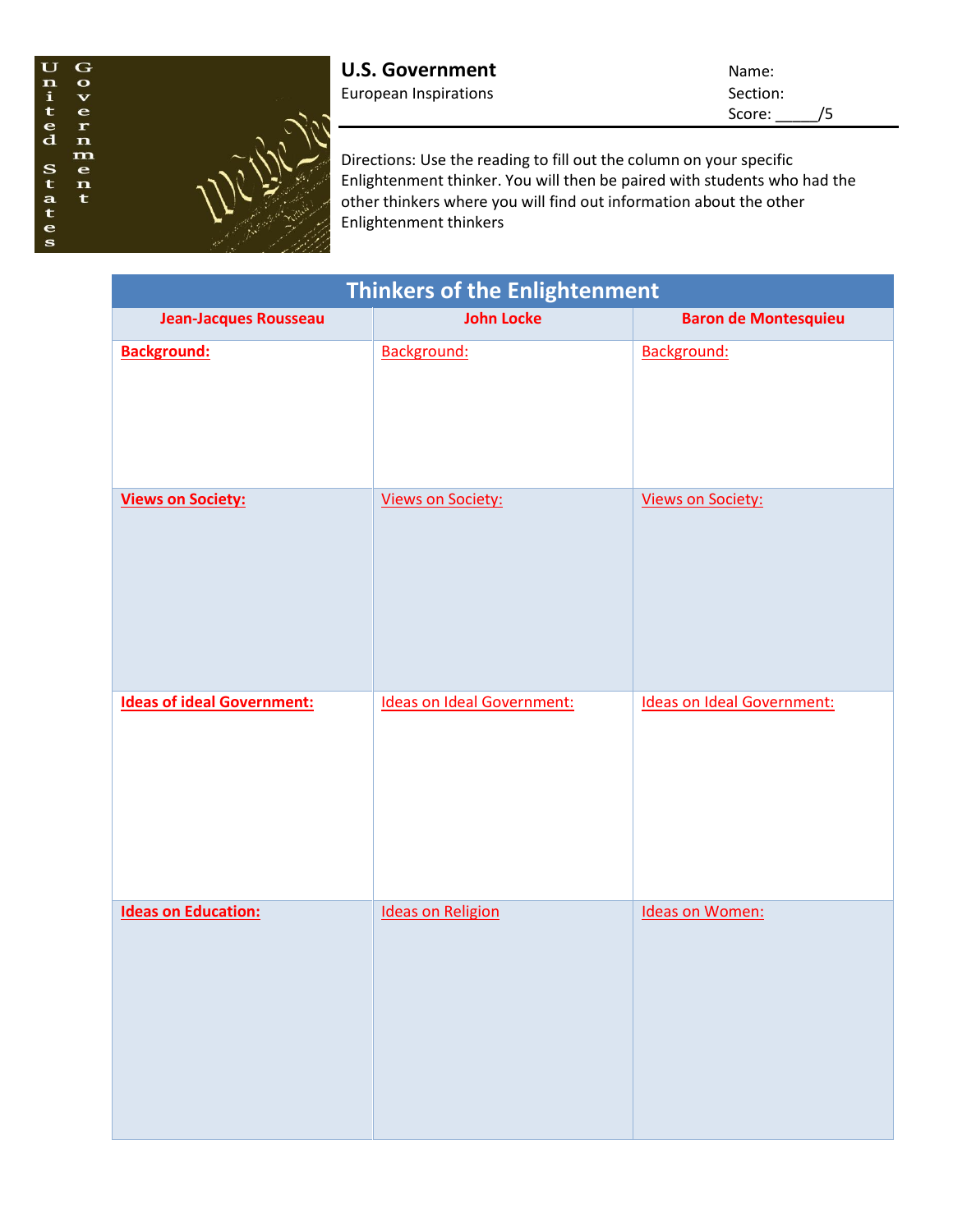# U.S. Government

European Inspirations

Name:

Section:

Score: _____/5

Directions: Use the reading to fill out the column on your specific Enlightenment thinker. You will then be paired with students who had the other thinkers where you will find out information about the other Enlightenment thinkers

| Thinkers of the Enlightenment | | |
|---|---|---|
| **Jean-Jacques Rousseau** | **John Locke** | **Baron de Montesquieu** |
| **Background:** | Background: | Background: |
| **Views on Society:** | Views on Society: | Views on Society: |
| **Ideas of ideal Government:** | Ideas on Ideal Government: | Ideas on Ideal Government: |
| **Ideas on Education:** | Ideas on Religion | Ideas on Women: |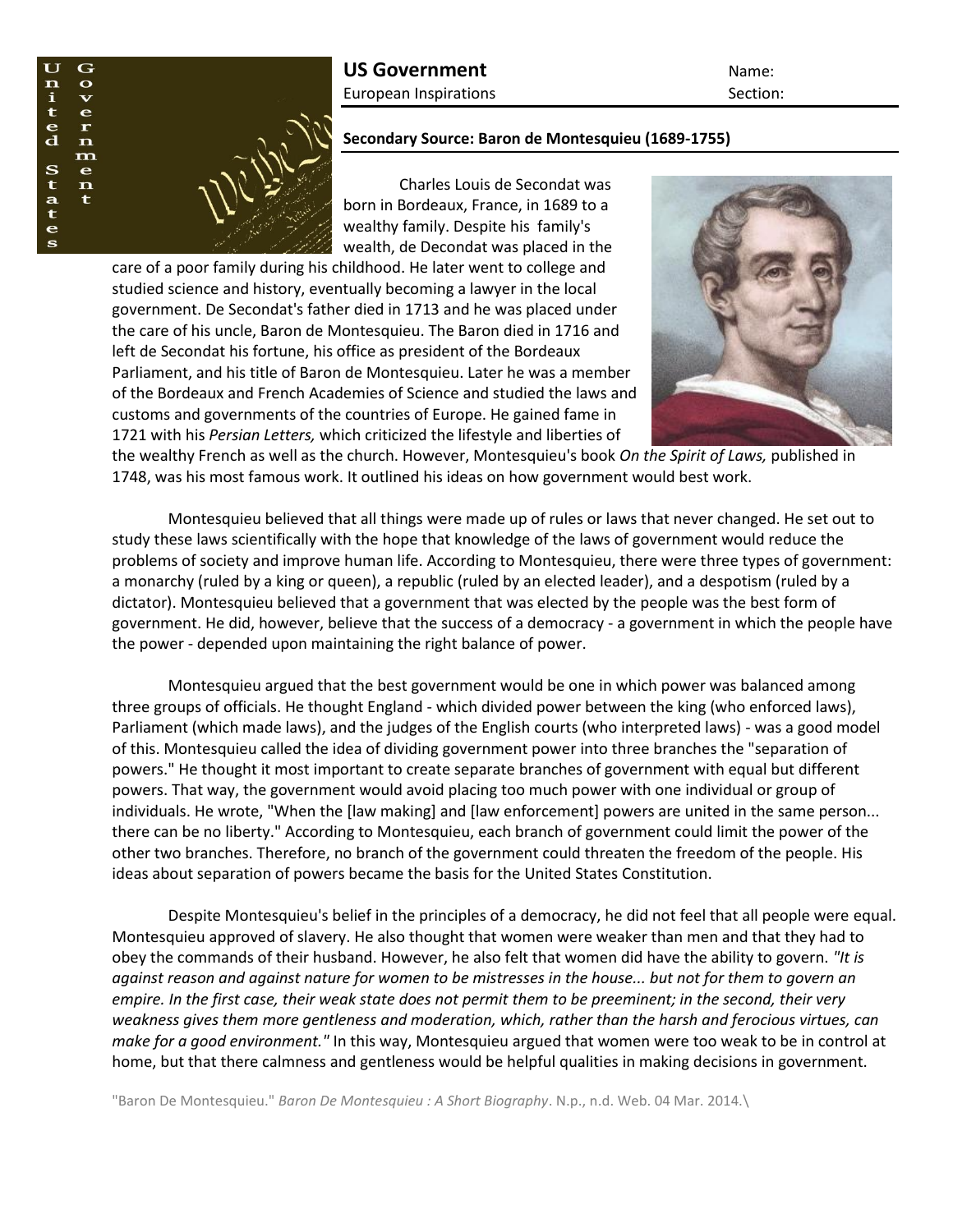**US Government**
European Inspirations

Name:
Section:

**Secondary Source: Baron de Montesquieu (1689-1755)**

Charles Louis de Secondat was born in Bordeaux, France, in 1689 to a wealthy family. Despite his family's wealth, de Decondat was placed in the care of a poor family during his childhood. He later went to college and studied science and history, eventually becoming a lawyer in the local government. De Secondat's father died in 1713 and he was placed under the care of his uncle, Baron de Montesquieu. The Baron died in 1716 and left de Secondat his fortune, his office as president of the Bordeaux Parliament, and his title of Baron de Montesquieu. Later he was a member of the Bordeaux and French Academies of Science and studied the laws and customs and governments of the countries of Europe. He gained fame in 1721 with his *Persian Letters,* which criticized the lifestyle and liberties of the wealthy French as well as the church. However, Montesquieu's book *On the Spirit of Laws,* published in 1748, was his most famous work. It outlined his ideas on how government would best work.

Montesquieu believed that all things were made up of rules or laws that never changed. He set out to study these laws scientifically with the hope that knowledge of the laws of government would reduce the problems of society and improve human life. According to Montesquieu, there were three types of government: a monarchy (ruled by a king or queen), a republic (ruled by an elected leader), and a despotism (ruled by a dictator). Montesquieu believed that a government that was elected by the people was the best form of government. He did, however, believe that the success of a democracy - a government in which the people have the power - depended upon maintaining the right balance of power.

Montesquieu argued that the best government would be one in which power was balanced among three groups of officials. He thought England - which divided power between the king (who enforced laws), Parliament (which made laws), and the judges of the English courts (who interpreted laws) - was a good model of this. Montesquieu called the idea of dividing government power into three branches the "separation of powers." He thought it most important to create separate branches of government with equal but different powers. That way, the government would avoid placing too much power with one individual or group of individuals. He wrote, "When the [law making] and [law enforcement] powers are united in the same person... there can be no liberty." According to Montesquieu, each branch of government could limit the power of the other two branches. Therefore, no branch of the government could threaten the freedom of the people. His ideas about separation of powers became the basis for the United States Constitution.

Despite Montesquieu's belief in the principles of a democracy, he did not feel that all people were equal. Montesquieu approved of slavery. He also thought that women were weaker than men and that they had to obey the commands of their husband. However, he also felt that women did have the ability to govern. *"It is against reason and against nature for women to be mistresses in the house... but not for them to govern an empire. In the first case, their weak state does not permit them to be preeminent; in the second, their very weakness gives them more gentleness and moderation, which, rather than the harsh and ferocious virtues, can make for a good environment."* In this way, Montesquieu argued that women were too weak to be in control at home, but that there calmness and gentleness would be helpful qualities in making decisions in government.

"Baron De Montesquieu." *Baron De Montesquieu : A Short Biography*. N.p., n.d. Web. 04 Mar. 2014.\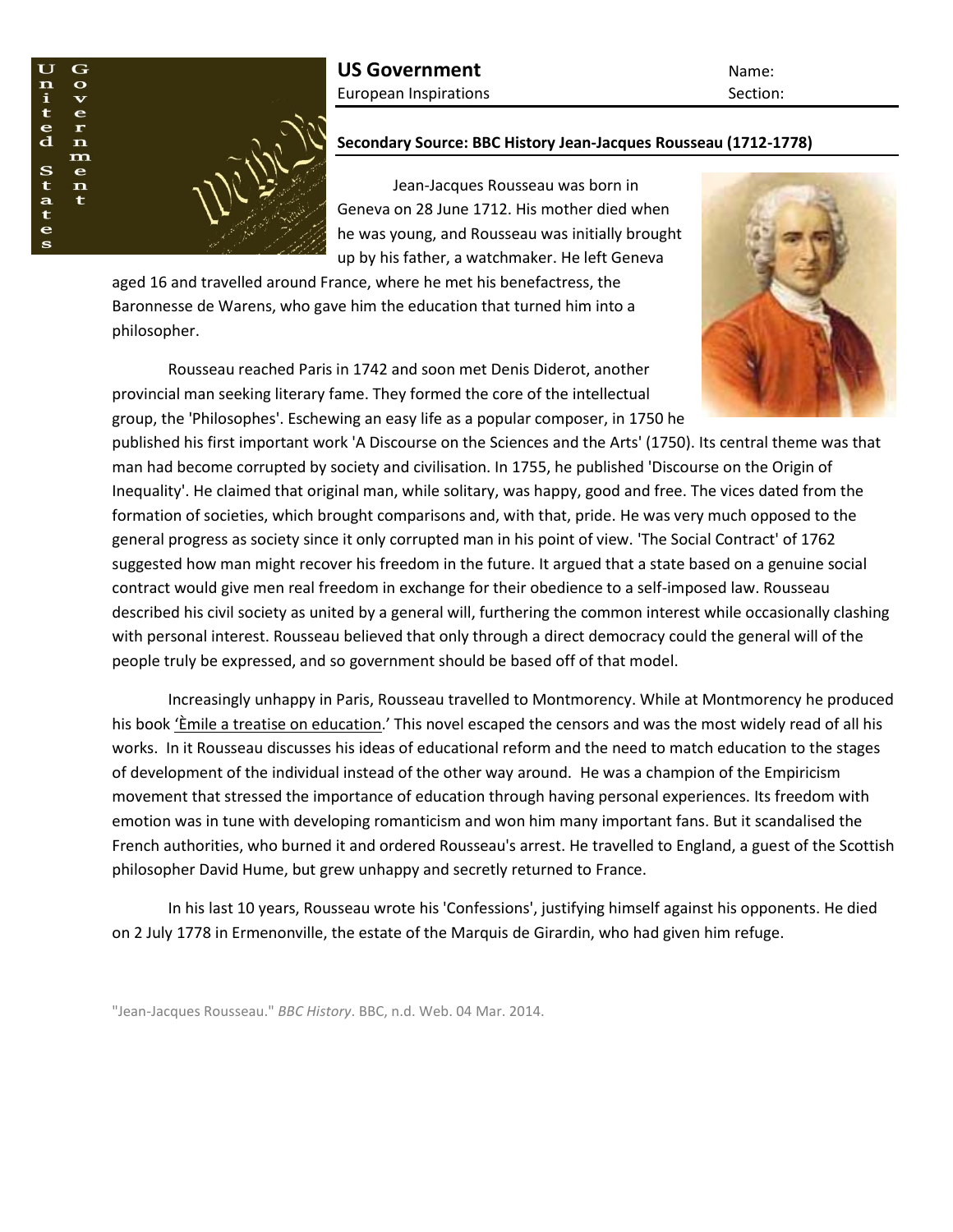**US Government**
European Inspirations

Name:
Section:

**Secondary Source: BBC History Jean-Jacques Rousseau (1712-1778)**

Jean-Jacques Rousseau was born in Geneva on 28 June 1712. His mother died when he was young, and Rousseau was initially brought up by his father, a watchmaker. He left Geneva aged 16 and travelled around France, where he met his benefactress, the Baronnesse de Warens, who gave him the education that turned him into a philosopher.

Rousseau reached Paris in 1742 and soon met Denis Diderot, another provincial man seeking literary fame. They formed the core of the intellectual group, the 'Philosophes'. Eschewing an easy life as a popular composer, in 1750 he published his first important work 'A Discourse on the Sciences and the Arts' (1750). Its central theme was that man had become corrupted by society and civilisation. In 1755, he published 'Discourse on the Origin of Inequality'. He claimed that original man, while solitary, was happy, good and free. The vices dated from the formation of societies, which brought comparisons and, with that, pride. He was very much opposed to the general progress as society since it only corrupted man in his point of view. 'The Social Contract' of 1762 suggested how man might recover his freedom in the future. It argued that a state based on a genuine social contract would give men real freedom in exchange for their obedience to a self-imposed law. Rousseau described his civil society as united by a general will, furthering the common interest while occasionally clashing with personal interest. Rousseau believed that only through a direct democracy could the general will of the people truly be expressed, and so government should be based off of that model.

Increasingly unhappy in Paris, Rousseau travelled to Montmorency. While at Montmorency he produced his book 'Èmile a treatise on education.' This novel escaped the censors and was the most widely read of all his works. In it Rousseau discusses his ideas of educational reform and the need to match education to the stages of development of the individual instead of the other way around. He was a champion of the Empiricism movement that stressed the importance of education through having personal experiences. Its freedom with emotion was in tune with developing romanticism and won him many important fans. But it scandalised the French authorities, who burned it and ordered Rousseau's arrest. He travelled to England, a guest of the Scottish philosopher David Hume, but grew unhappy and secretly returned to France.

In his last 10 years, Rousseau wrote his 'Confessions', justifying himself against his opponents. He died on 2 July 1778 in Ermenonville, the estate of the Marquis de Girardin, who had given him refuge.

"Jean-Jacques Rousseau." *BBC History*. BBC, n.d. Web. 04 Mar. 2014.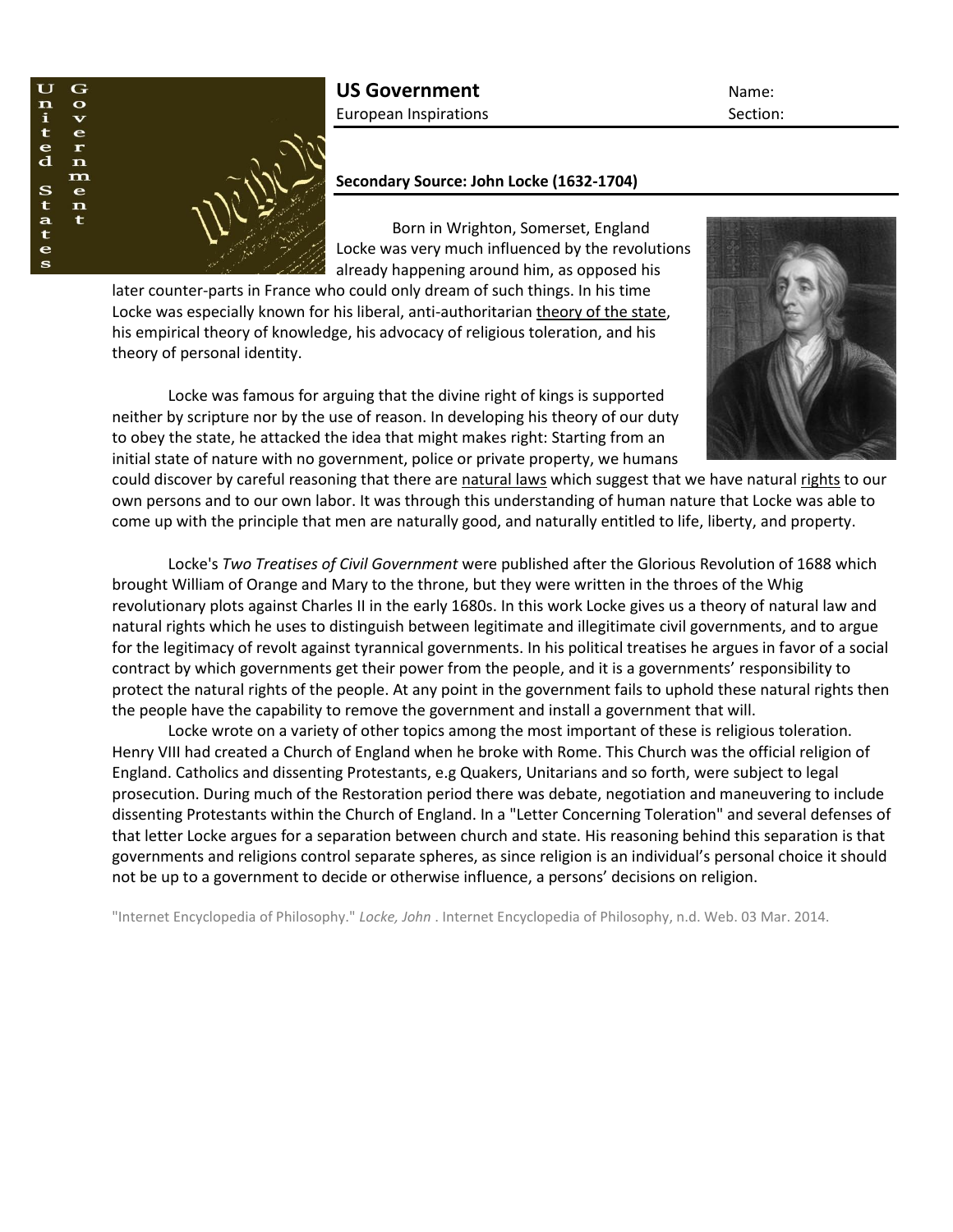**US Government**
European Inspirations

Name:
Section:

### Secondary Source: John Locke (1632-1704)

Born in Wrighton, Somerset, England Locke was very much influenced by the revolutions already happening around him, as opposed his later counter-parts in France who could only dream of such things. In his time Locke was especially known for his liberal, anti-authoritarian theory of the state, his empirical theory of knowledge, his advocacy of religious toleration, and his theory of personal identity.

Locke was famous for arguing that the divine right of kings is supported neither by scripture nor by the use of reason. In developing his theory of our duty to obey the state, he attacked the idea that might makes right: Starting from an initial state of nature with no government, police or private property, we humans could discover by careful reasoning that there are natural laws which suggest that we have natural rights to our own persons and to our own labor. It was through this understanding of human nature that Locke was able to come up with the principle that men are naturally good, and naturally entitled to life, liberty, and property.

Locke's *Two Treatises of Civil Government* were published after the Glorious Revolution of 1688 which brought William of Orange and Mary to the throne, but they were written in the throes of the Whig revolutionary plots against Charles II in the early 1680s. In this work Locke gives us a theory of natural law and natural rights which he uses to distinguish between legitimate and illegitimate civil governments, and to argue for the legitimacy of revolt against tyrannical governments. In his political treatises he argues in favor of a social contract by which governments get their power from the people, and it is a governments' responsibility to protect the natural rights of the people. At any point in the government fails to uphold these natural rights then the people have the capability to remove the government and install a government that will.

Locke wrote on a variety of other topics among the most important of these is religious toleration. Henry VIII had created a Church of England when he broke with Rome. This Church was the official religion of England. Catholics and dissenting Protestants, e.g Quakers, Unitarians and so forth, were subject to legal prosecution. During much of the Restoration period there was debate, negotiation and maneuvering to include dissenting Protestants within the Church of England. In a "Letter Concerning Toleration" and several defenses of that letter Locke argues for a separation between church and state. His reasoning behind this separation is that governments and religions control separate spheres, as since religion is an individual's personal choice it should not be up to a government to decide or otherwise influence, a persons' decisions on religion.

"Internet Encyclopedia of Philosophy." *Locke, John* . Internet Encyclopedia of Philosophy, n.d. Web. 03 Mar. 2014.